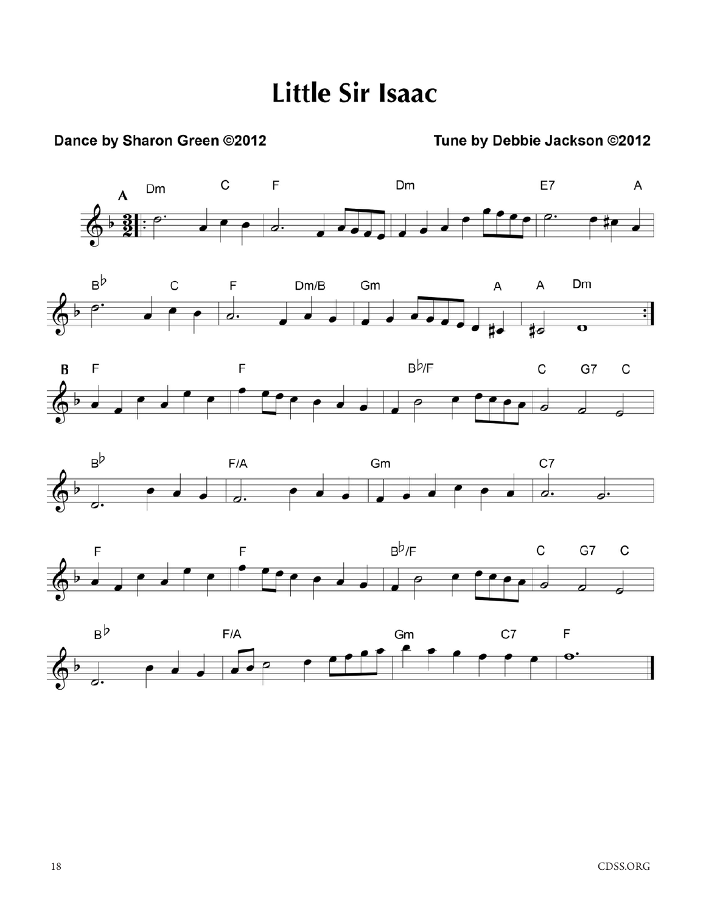# Little Sir Isaac

**Dance by Sharon Green ©2012**

**Tune by Debbie Jackson ©2012**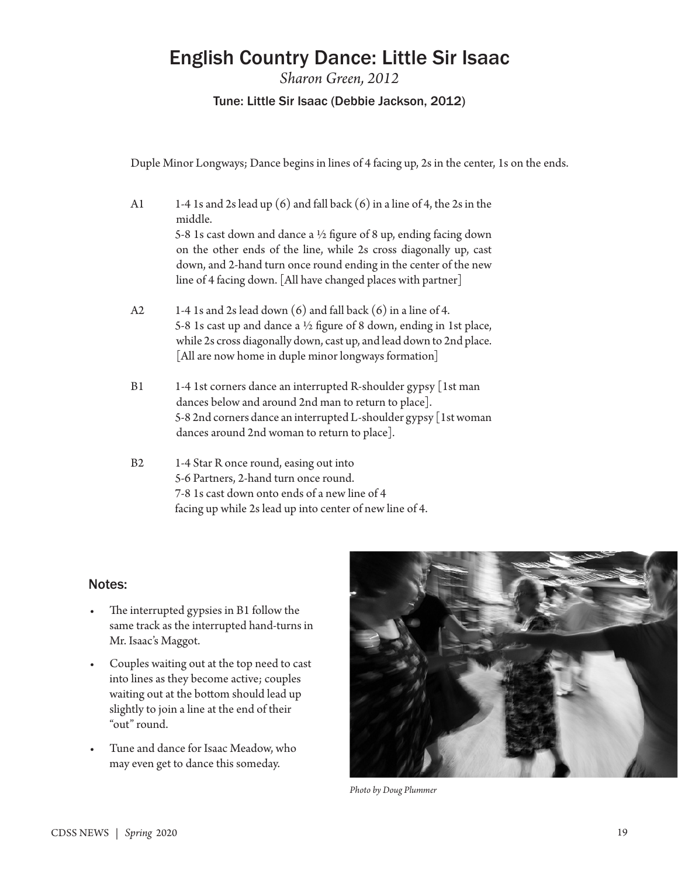# English Country Dance: Little Sir Isaac

*Sharon Green, 2012*

Tune: Little Sir Isaac (Debbie Jackson, 2012)

Duple Minor Longways; Dance begins in lines of 4 facing up, 2s in the center, 1s on the ends.

A1 1-4 1s and 2s lead up (6) and fall back (6) in a line of 4, the 2s in the middle.
5-8 1s cast down and dance a ½ figure of 8 up, ending facing down on the other ends of the line, while 2s cross diagonally up, cast down, and 2-hand turn once round ending in the center of the new line of 4 facing down. [All have changed places with partner]

A2 1-4 1s and 2s lead down (6) and fall back (6) in a line of 4.
5-8 1s cast up and dance a ½ figure of 8 down, ending in 1st place, while 2s cross diagonally down, cast up, and lead down to 2nd place. [All are now home in duple minor longways formation]

B1 1-4 1st corners dance an interrupted R-shoulder gypsy [1st man dances below and around 2nd man to return to place].
5-8 2nd corners dance an interrupted L-shoulder gypsy [1st woman dances around 2nd woman to return to place].

B2 1-4 Star R once round, easing out into
5-6 Partners, 2-hand turn once round.
7-8 1s cast down onto ends of a new line of 4 facing up while 2s lead up into center of new line of 4.

## Notes:

- The interrupted gypsies in B1 follow the same track as the interrupted hand-turns in Mr. Isaac's Maggot.
- Couples waiting out at the top need to cast into lines as they become active; couples waiting out at the bottom should lead up slightly to join a line at the end of their "out" round.
- Tune and dance for Isaac Meadow, who may even get to dance this someday.

*Photo by Doug Plummer*